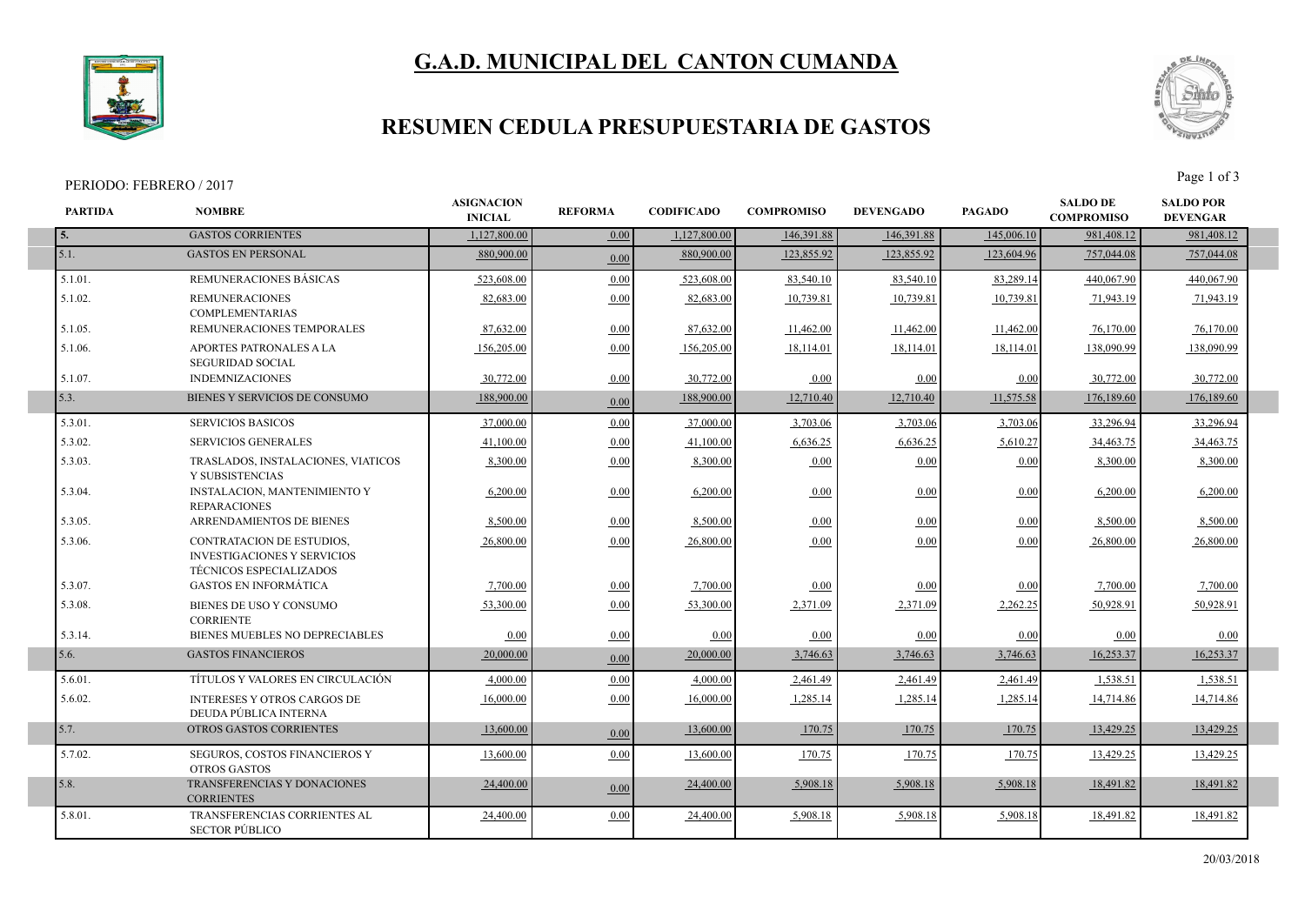# G.A.D. MUNICIPAL DEL CANTON CUMANDA

## RESUMEN CEDULA PRESUPUESTARIA DE GASTOS

PERIODO: FEBRERO / 2017

| PARTIDA | NOMBRE | ASIGNACION INICIAL | REFORMA | CODIFICADO | COMPROMISO | DEVENGADO | PAGADO | SALDO DE COMPROMISO | SALDO POR DEVENGAR |
|---|---|---|---|---|---|---|---|---|---|
| 5. | GASTOS CORRIENTES | 1,127,800.00 | 0.00 | 1,127,800.00 | 146,391.88 | 146,391.88 | 145,006.10 | 981,408.12 | 981,408.12 |
| 5.1. | GASTOS EN PERSONAL | 880,900.00 | 0.00 | 880,900.00 | 123,855.92 | 123,855.92 | 123,604.96 | 757,044.08 | 757,044.08 |
| 5.1.01. | REMUNERACIONES BÁSICAS | 523,608.00 | 0.00 | 523,608.00 | 83,540.10 | 83,540.10 | 83,289.14 | 440,067.90 | 440,067.90 |
| 5.1.02. | REMUNERACIONES COMPLEMENTARIAS | 82,683.00 | 0.00 | 82,683.00 | 10,739.81 | 10,739.81 | 10,739.81 | 71,943.19 | 71,943.19 |
| 5.1.05. | REMUNERACIONES TEMPORALES | 87,632.00 | 0.00 | 87,632.00 | 11,462.00 | 11,462.00 | 11,462.00 | 76,170.00 | 76,170.00 |
| 5.1.06. | APORTES PATRONALES A LA SEGURIDAD SOCIAL | 156,205.00 | 0.00 | 156,205.00 | 18,114.01 | 18,114.01 | 18,114.01 | 138,090.99 | 138,090.99 |
| 5.1.07. | INDEMNIZACIONES | 30,772.00 | 0.00 | 30,772.00 | 0.00 | 0.00 | 0.00 | 30,772.00 | 30,772.00 |
| 5.3. | BIENES Y SERVICIOS DE CONSUMO | 188,900.00 | 0.00 | 188,900.00 | 12,710.40 | 12,710.40 | 11,575.58 | 176,189.60 | 176,189.60 |
| 5.3.01. | SERVICIOS BASICOS | 37,000.00 | 0.00 | 37,000.00 | 3,703.06 | 3,703.06 | 3,703.06 | 33,296.94 | 33,296.94 |
| 5.3.02. | SERVICIOS GENERALES | 41,100.00 | 0.00 | 41,100.00 | 6,636.25 | 6,636.25 | 5,610.27 | 34,463.75 | 34,463.75 |
| 5.3.03. | TRASLADOS, INSTALACIONES, VIATICOS Y SUBSISTENCIAS | 8,300.00 | 0.00 | 8,300.00 | 0.00 | 0.00 | 0.00 | 8,300.00 | 8,300.00 |
| 5.3.04. | INSTALACION, MANTENIMIENTO Y REPARACIONES | 6,200.00 | 0.00 | 6,200.00 | 0.00 | 0.00 | 0.00 | 6,200.00 | 6,200.00 |
| 5.3.05. | ARRENDAMIENTOS DE BIENES | 8,500.00 | 0.00 | 8,500.00 | 0.00 | 0.00 | 0.00 | 8,500.00 | 8,500.00 |
| 5.3.06. | CONTRATACION DE ESTUDIOS, INVESTIGACIONES Y SERVICIOS TÉCNICOS ESPECIALIZADOS | 26,800.00 | 0.00 | 26,800.00 | 0.00 | 0.00 | 0.00 | 26,800.00 | 26,800.00 |
| 5.3.07. | GASTOS EN INFORMÁTICA | 7,700.00 | 0.00 | 7,700.00 | 0.00 | 0.00 | 0.00 | 7,700.00 | 7,700.00 |
| 5.3.08. | BIENES DE USO Y CONSUMO CORRIENTE | 53,300.00 | 0.00 | 53,300.00 | 2,371.09 | 2,371.09 | 2,262.25 | 50,928.91 | 50,928.91 |
| 5.3.14. | BIENES MUEBLES NO DEPRECIABLES | 0.00 | 0.00 | 0.00 | 0.00 | 0.00 | 0.00 | 0.00 | 0.00 |
| 5.6. | GASTOS FINANCIEROS | 20,000.00 | 0.00 | 20,000.00 | 3,746.63 | 3,746.63 | 3,746.63 | 16,253.37 | 16,253.37 |
| 5.6.01. | TÍTULOS Y VALORES EN CIRCULACIÓN | 4,000.00 | 0.00 | 4,000.00 | 2,461.49 | 2,461.49 | 2,461.49 | 1,538.51 | 1,538.51 |
| 5.6.02. | INTERESES Y OTROS CARGOS DE DEUDA PÚBLICA INTERNA | 16,000.00 | 0.00 | 16,000.00 | 1,285.14 | 1,285.14 | 1,285.14 | 14,714.86 | 14,714.86 |
| 5.7. | OTROS GASTOS CORRIENTES | 13,600.00 | 0.00 | 13,600.00 | 170.75 | 170.75 | 170.75 | 13,429.25 | 13,429.25 |
| 5.7.02. | SEGUROS, COSTOS FINANCIEROS Y OTROS GASTOS | 13,600.00 | 0.00 | 13,600.00 | 170.75 | 170.75 | 170.75 | 13,429.25 | 13,429.25 |
| 5.8. | TRANSFERENCIAS Y DONACIONES CORRIENTES | 24,400.00 | 0.00 | 24,400.00 | 5,908.18 | 5,908.18 | 5,908.18 | 18,491.82 | 18,491.82 |
| 5.8.01. | TRANSFERENCIAS CORRIENTES AL SECTOR PÚBLICO | 24,400.00 | 0.00 | 24,400.00 | 5,908.18 | 5,908.18 | 5,908.18 | 18,491.82 | 18,491.82 |

20/03/2018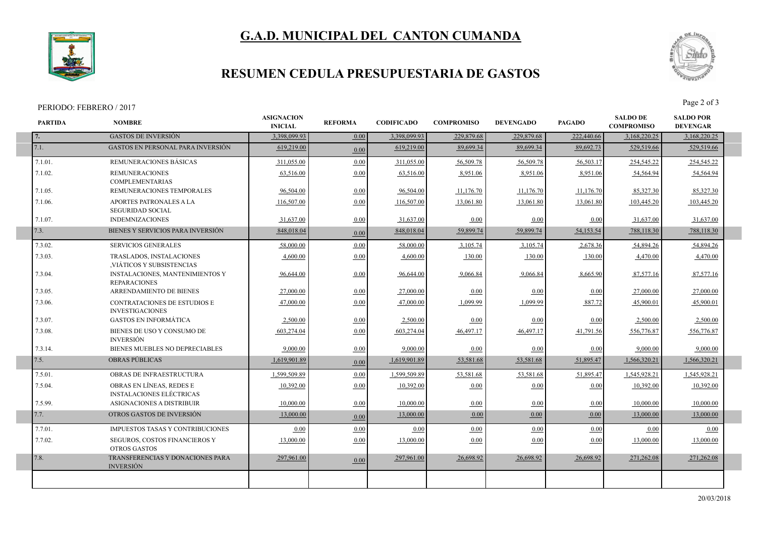# G.A.D. MUNICIPAL DEL CANTON CUMANDA

## RESUMEN CEDULA PRESUPUESTARIA DE GASTOS

PERIODO: FEBRERO / 2017

| PARTIDA | NOMBRE | ASIGNACION INICIAL | REFORMA | CODIFICADO | COMPROMISO | DEVENGADO | PAGADO | SALDO DE COMPROMISO | SALDO POR DEVENGAR |
|---|---|---|---|---|---|---|---|---|---|
| 7. | GASTOS DE INVERSIÓN | 3,398,099.93 | 0.00 | 3,398,099.93 | 229,879.68 | 229,879.68 | 222,440.66 | 3,168,220.25 | 3,168,220.25 |
| 7.1. | GASTOS EN PERSONAL PARA INVERSIÓN | 619,219.00 | 0.00 | 619,219.00 | 89,699.34 | 89,699.34 | 89,692.73 | 529,519.66 | 529,519.66 |
| 7.1.01. | REMUNERACIONES BÁSICAS | 311,055.00 | 0.00 | 311,055.00 | 56,509.78 | 56,509.78 | 56,503.17 | 254,545.22 | 254,545.22 |
| 7.1.02. | REMUNERACIONES COMPLEMENTARIAS | 63,516.00 | 0.00 | 63,516.00 | 8,951.06 | 8,951.06 | 8,951.06 | 54,564.94 | 54,564.94 |
| 7.1.05. | REMUNERACIONES TEMPORALES | 96,504.00 | 0.00 | 96,504.00 | 11,176.70 | 11,176.70 | 11,176.70 | 85,327.30 | 85,327.30 |
| 7.1.06. | APORTES PATRONALES A LA SEGURIDAD SOCIAL | 116,507.00 | 0.00 | 116,507.00 | 13,061.80 | 13,061.80 | 13,061.80 | 103,445.20 | 103,445.20 |
| 7.1.07. | INDEMNIZACIONES | 31,637.00 | 0.00 | 31,637.00 | 0.00 | 0.00 | 0.00 | 31,637.00 | 31,637.00 |
| 7.3. | BIENES Y SERVICIOS PARA INVERSIÓN | 848,018.04 | 0.00 | 848,018.04 | 59,899.74 | 59,899.74 | 54,153.54 | 788,118.30 | 788,118.30 |
| 7.3.02. | SERVICIOS GENERALES | 58,000.00 | 0.00 | 58,000.00 | 3,105.74 | 3,105.74 | 2,678.36 | 54,894.26 | 54,894.26 |
| 7.3.03. | TRASLADOS, INSTALACIONES ,VIÁTICOS Y SUBSISTENCIAS | 4,600.00 | 0.00 | 4,600.00 | 130.00 | 130.00 | 130.00 | 4,470.00 | 4,470.00 |
| 7.3.04. | INSTALACIONES, MANTENIMIENTOS Y REPARACIONES | 96,644.00 | 0.00 | 96,644.00 | 9,066.84 | 9,066.84 | 8,665.90 | 87,577.16 | 87,577.16 |
| 7.3.05. | ARRENDAMIENTO DE BIENES | 27,000.00 | 0.00 | 27,000.00 | 0.00 | 0.00 | 0.00 | 27,000.00 | 27,000.00 |
| 7.3.06. | CONTRATACIONES DE ESTUDIOS E INVESTIGACIONES | 47,000.00 | 0.00 | 47,000.00 | 1,099.99 | 1,099.99 | 887.72 | 45,900.01 | 45,900.01 |
| 7.3.07. | GASTOS EN INFORMÁTICA | 2,500.00 | 0.00 | 2,500.00 | 0.00 | 0.00 | 0.00 | 2,500.00 | 2,500.00 |
| 7.3.08. | BIENES DE USO Y CONSUMO DE INVERSIÓN | 603,274.04 | 0.00 | 603,274.04 | 46,497.17 | 46,497.17 | 41,791.56 | 556,776.87 | 556,776.87 |
| 7.3.14. | BIENES MUEBLES NO DEPRECIABLES | 9,000.00 | 0.00 | 9,000.00 | 0.00 | 0.00 | 0.00 | 9,000.00 | 9,000.00 |
| 7.5. | OBRAS PÚBLICAS | 1,619,901.89 | 0.00 | 1,619,901.89 | 53,581.68 | 53,581.68 | 51,895.47 | 1,566,320.21 | 1,566,320.21 |
| 7.5.01. | OBRAS DE INFRAESTRUCTURA | 1,599,509.89 | 0.00 | 1,599,509.89 | 53,581.68 | 53,581.68 | 51,895.47 | 1,545,928.21 | 1,545,928.21 |
| 7.5.04. | OBRAS EN LÍNEAS, REDES E INSTALACIONES ELÉCTRICAS | 10,392.00 | 0.00 | 10,392.00 | 0.00 | 0.00 | 0.00 | 10,392.00 | 10,392.00 |
| 7.5.99. | ASIGNACIONES A DISTRIBUIR | 10,000.00 | 0.00 | 10,000.00 | 0.00 | 0.00 | 0.00 | 10,000.00 | 10,000.00 |
| 7.7. | OTROS GASTOS DE INVERSIÓN | 13,000.00 | 0.00 | 13,000.00 | 0.00 | 0.00 | 0.00 | 13,000.00 | 13,000.00 |
| 7.7.01. | IMPUESTOS TASAS Y CONTRIBUCIONES | 0.00 | 0.00 | 0.00 | 0.00 | 0.00 | 0.00 | 0.00 | 0.00 |
| 7.7.02. | SEGUROS, COSTOS FINANCIEROS Y OTROS GASTOS | 13,000.00 | 0.00 | 13,000.00 | 0.00 | 0.00 | 0.00 | 13,000.00 | 13,000.00 |
| 7.8. | TRANSFERENCIAS Y DONACIONES PARA INVERSIÓN | 297,961.00 | 0.00 | 297,961.00 | 26,698.92 | 26,698.92 | 26,698.92 | 271,262.08 | 271,262.08 |

20/03/2018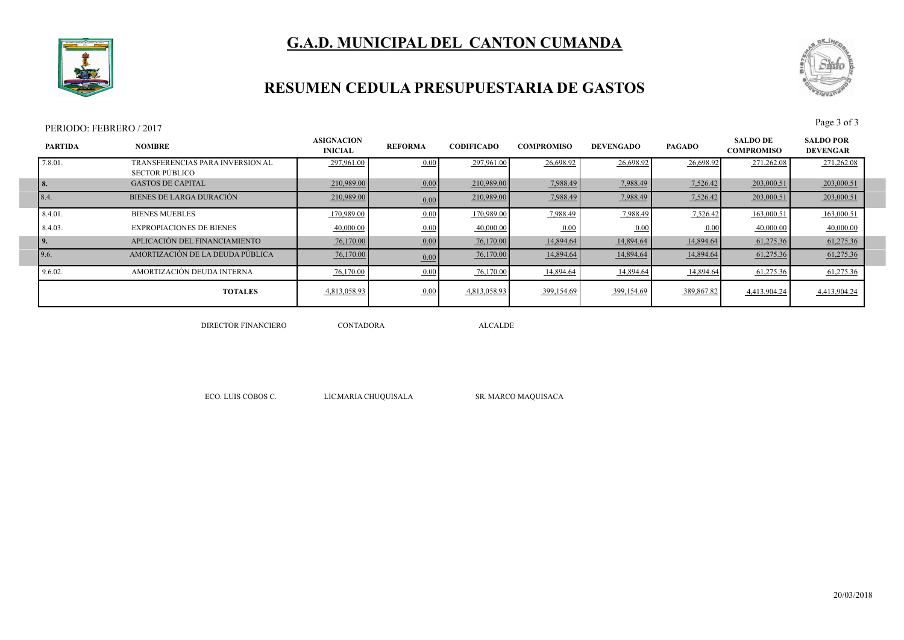# G.A.D. MUNICIPAL DEL CANTON CUMANDA

## RESUMEN CEDULA PRESUPUESTARIA DE GASTOS

PERIODO: FEBRERO / 2017

| PARTIDA | NOMBRE | ASIGNACION INICIAL | REFORMA | CODIFICADO | COMPROMISO | DEVENGADO | PAGADO | SALDO DE COMPROMISO | SALDO POR DEVENGAR |
|---|---|---|---|---|---|---|---|---|---|
| 7.8.01. | TRANSFERENCIAS PARA INVERSION AL SECTOR PÚBLICO | 297,961.00 | 0.00 | 297,961.00 | 26,698.92 | 26,698.92 | 26,698.92 | 271,262.08 | 271,262.08 |
| 8. | GASTOS DE CAPITAL | 210,989.00 | 0.00 | 210,989.00 | 7,988.49 | 7,988.49 | 7,526.42 | 203,000.51 | 203,000.51 |
| 8.4. | BIENES DE LARGA DURACIÓN | 210,989.00 | 0.00 | 210,989.00 | 7,988.49 | 7,988.49 | 7,526.42 | 203,000.51 | 203,000.51 |
| 8.4.01. | BIENES MUEBLES | 170,989.00 | 0.00 | 170,989.00 | 7,988.49 | 7,988.49 | 7,526.42 | 163,000.51 | 163,000.51 |
| 8.4.03. | EXPROPIACIONES DE BIENES | 40,000.00 | 0.00 | 40,000.00 | 0.00 | 0.00 | 0.00 | 40,000.00 | 40,000.00 |
| 9. | APLICACIÓN DEL FINANCIAMIENTO | 76,170.00 | 0.00 | 76,170.00 | 14,894.64 | 14,894.64 | 14,894.64 | 61,275.36 | 61,275.36 |
| 9.6. | AMORTIZACIÓN DE LA DEUDA PÚBLICA | 76,170.00 | 0.00 | 76,170.00 | 14,894.64 | 14,894.64 | 14,894.64 | 61,275.36 | 61,275.36 |
| 9.6.02. | AMORTIZACIÓN DEUDA INTERNA | 76,170.00 | 0.00 | 76,170.00 | 14,894.64 | 14,894.64 | 14,894.64 | 61,275.36 | 61,275.36 |
| | **TOTALES** | 4,813,058.93 | 0.00 | 4,813,058.93 | 399,154.69 | 399,154.69 | 389,867.82 | 4,413,904.24 | 4,413,904.24 |

| DIRECTOR FINANCIERO | CONTADORA | ALCALDE |
|---|---|---|
| ECO. LUIS COBOS C. | LIC.MARIA CHUQUISALA | SR. MARCO MAQUISACA |

20/03/2018